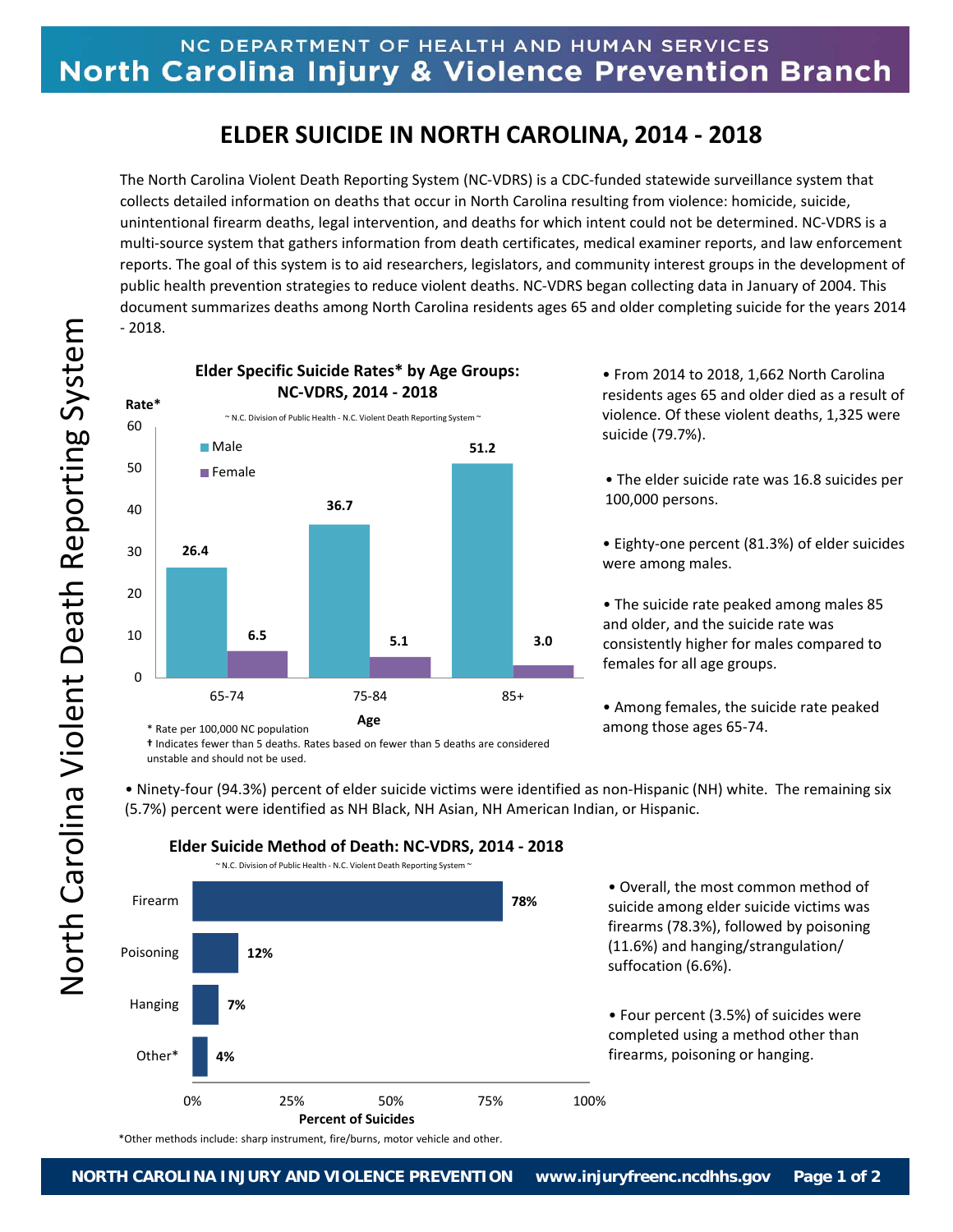# ELDER SUICIDE IN NORTH CAROLINA, 2014 - 2018

The North Carolina Violent Death Reporting System (NC-VDRS) is a CDC-funded statewide surveillance system that collects detailed information on deaths that occur in North Carolina resulting from violence: homicide, suicide, unintentional firearm deaths, legal intervention, and deaths for which intent could not be determined. NC-VDRS is a multi-source system that gathers information from death certificates, medical examiner reports, and law enforcement reports. The goal of this system is to aid researchers, legislators, and community interest groups in the development of public health prevention strategies to reduce violent deaths. NC-VDRS began collecting data in January of 2004. This document summarizes deaths among North Carolina residents ages 65 and older completing suicide for the years 2014 - 2018.

**Elder Specific Suicide Rates* by Age Groups: NC-VDRS, 2014 - 2018**

~ N.C. Division of Public Health - N.C. Violent Death Reporting System ~

| Age | Male | Female |
|---|---|---|
| 65-74 | 26.4 | 6.5 |
| 75-84 | 36.7 | 5.1 |
| 85+ | 51.2 | 3.0 |

\* Rate per 100,000 NC population

† Indicates fewer than 5 deaths. Rates based on fewer than 5 deaths are considered unstable and should not be used.

- From 2014 to 2018, 1,662 North Carolina residents ages 65 and older died as a result of violence. Of these violent deaths, 1,325 were suicide (79.7%).
- The elder suicide rate was 16.8 suicides per 100,000 persons.
- Eighty-one percent (81.3%) of elder suicides were among males.
- The suicide rate peaked among males 85 and older, and the suicide rate was consistently higher for males compared to females for all age groups.
- Among females, the suicide rate peaked among those ages 65-74.
- Ninety-four (94.3%) percent of elder suicide victims were identified as non-Hispanic (NH) white. The remaining six (5.7%) percent were identified as NH Black, NH Asian, NH American Indian, or Hispanic.

**Elder Suicide Method of Death: NC-VDRS, 2014 - 2018**

~ N.C. Division of Public Health - N.C. Violent Death Reporting System ~

| Method | Percent of Suicides |
|---|---|
| Firearm | 78% |
| Poisoning | 12% |
| Hanging | 7% |
| Other* | 4% |

\*Other methods include: sharp instrument, fire/burns, motor vehicle and other.

- Overall, the most common method of suicide among elder suicide victims was firearms (78.3%), followed by poisoning (11.6%) and hanging/strangulation/suffocation (6.6%).
- Four percent (3.5%) of suicides were completed using a method other than firearms, poisoning or hanging.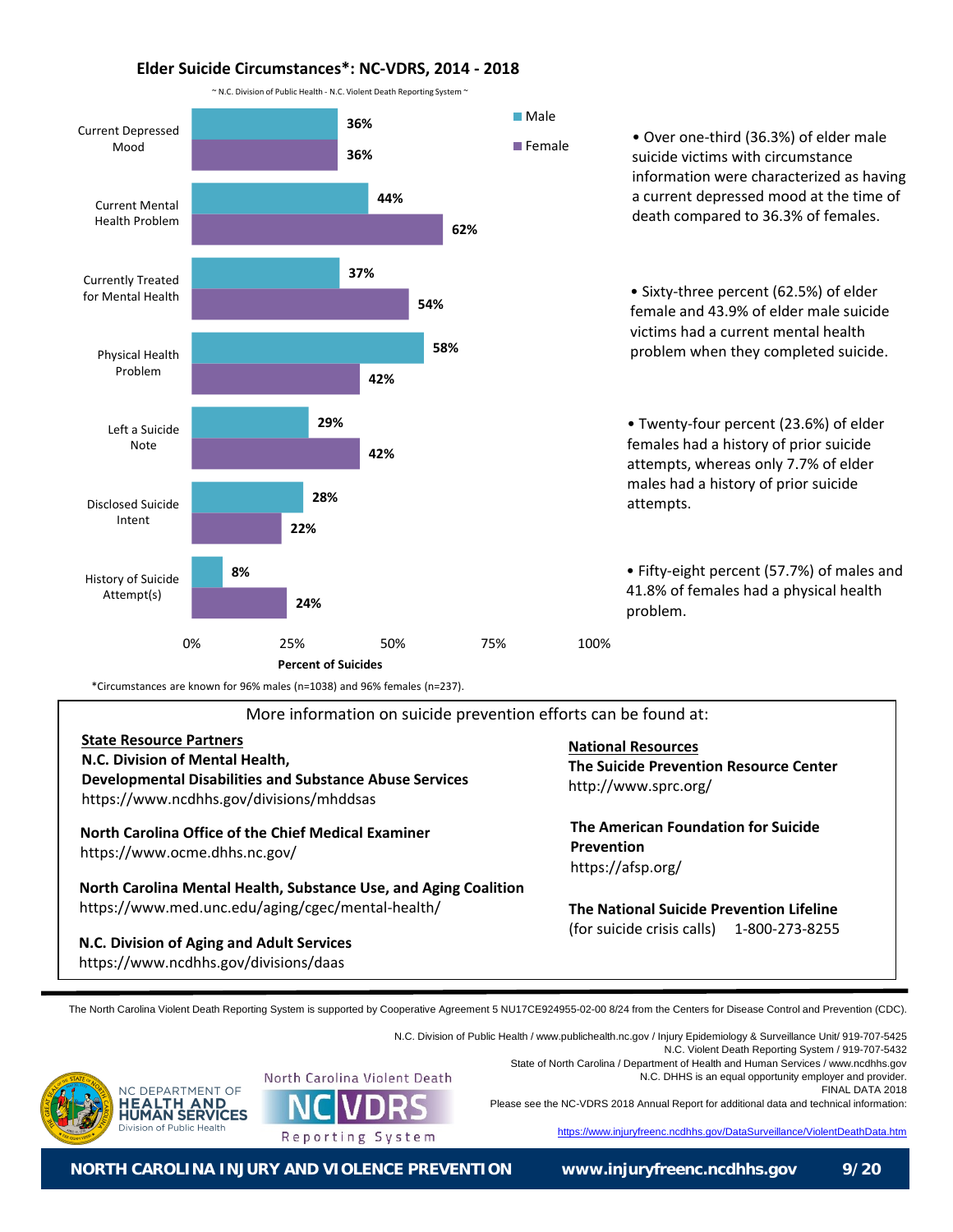## Elder Suicide Circumstances*: NC-VDRS, 2014 - 2018

~ N.C. Division of Public Health - N.C. Violent Death Reporting System ~

Male
Female

Current Depressed Mood
36%
36%

Current Mental Health Problem
44%
62%

Currently Treated for Mental Health
37%
54%

Physical Health Problem
58%
42%

Left a Suicide Note
29%
42%

Disclosed Suicide Intent
28%
22%

History of Suicide Attempt(s)
8%
24%

0% 25% 50% 75% 100%

Percent of Suicides

*Circumstances are known for 96% males (n=1038) and 96% females (n=237).

- Over one-third (36.3%) of elder male suicide victims with circumstance information were characterized as having a current depressed mood at the time of death compared to 36.3% of females.
- Sixty-three percent (62.5%) of elder female and 43.9% of elder male suicide victims had a current mental health problem when they completed suicide.
- Twenty-four percent (23.6%) of elder females had a history of prior suicide attempts, whereas only 7.7% of elder males had a history of prior suicide attempts.
- Fifty-eight percent (57.7%) of males and 41.8% of females had a physical health problem.

More information on suicide prevention efforts can be found at:

**State Resource Partners**

**N.C. Division of Mental Health, Developmental Disabilities and Substance Abuse Services**
https://www.ncdhhs.gov/divisions/mhddsas

**North Carolina Office of the Chief Medical Examiner**
https://www.ocme.dhhs.nc.gov/

**North Carolina Mental Health, Substance Use, and Aging Coalition**
https://www.med.unc.edu/aging/cgec/mental-health/

**N.C. Division of Aging and Adult Services**
https://www.ncdhhs.gov/divisions/daas

**National Resources**

**The Suicide Prevention Resource Center**
http://www.sprc.org/

**The American Foundation for Suicide Prevention**
https://afsp.org/

**The National Suicide Prevention Lifeline**
(for suicide crisis calls) 1-800-273-8255

The North Carolina Violent Death Reporting System is supported by Cooperative Agreement 5 NU17CE924955-02-00 8/24 from the Centers for Disease Control and Prevention (CDC).

N.C. Division of Public Health / www.publichealth.nc.gov / Injury Epidemiology & Surveillance Unit/ 919-707-5425
N.C. Violent Death Reporting System / 919-707-5432
State of North Carolina / Department of Health and Human Services / www.ncdhhs.gov
N.C. DHHS is an equal opportunity employer and provider.
FINAL DATA 2018
Please see the NC-VDRS 2018 Annual Report for additional data and technical information:
https://www.injuryfreenc.ncdhhs.gov/DataSurveillance/ViolentDeathData.htm

NC DEPARTMENT OF HEALTH AND HUMAN SERVICES Division of Public Health

North Carolina Violent Death NC VDRS Reporting System

NORTH CAROLINA INJURY AND VIOLENCE PREVENTION www.injuryfreenc.ncdhhs.gov